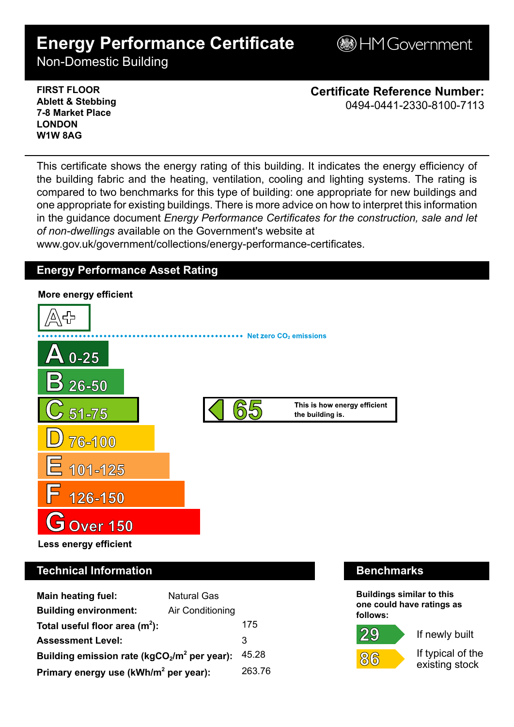# Energy Performance Certificate

Non-Domestic Building

HM Government

**FIRST FLOOR**
**Ablett & Stebbing**
**7-8 Market Place**
**LONDON**
**W1W 8AG**

**Certificate Reference Number:**
0494-0441-2330-8100-7113

This certificate shows the energy rating of this building. It indicates the energy efficiency of the building fabric and the heating, ventilation, cooling and lighting systems. The rating is compared to two benchmarks for this type of building: one appropriate for new buildings and one appropriate for existing buildings. There is more advice on how to interpret this information in the guidance document *Energy Performance Certificates for the construction, sale and let of non-dwellings* available on the Government's website at www.gov.uk/government/collections/energy-performance-certificates.

## Energy Performance Asset Rating

**More energy efficient**

- A+
- Net zero $CO_2$ emissions
- A 0-25
- B 26-50
- C 51-75
- D 76-100
- E 101-125
- F 126-150
- G Over 150

**Less energy efficient**

**65** — This is how energy efficient the building is. (C)

## Technical Information

| | |
|---|---|
| **Main heating fuel:** | Natural Gas |
| **Building environment:** | Air Conditioning |
| **Total useful floor area ($m^2$):** | 175 |
| **Assessment Level:** | 3 |
| **Building emission rate ($kgCO_2/m^2$ per year):** | 45.28 |
| **Primary energy use ($kWh/m^2$ per year):** | 263.76 |

## Benchmarks

**Buildings similar to this one could have ratings as follows:**

| Rating | |
|---|---|
| 29 | If newly built |
| 86 | If typical of the existing stock |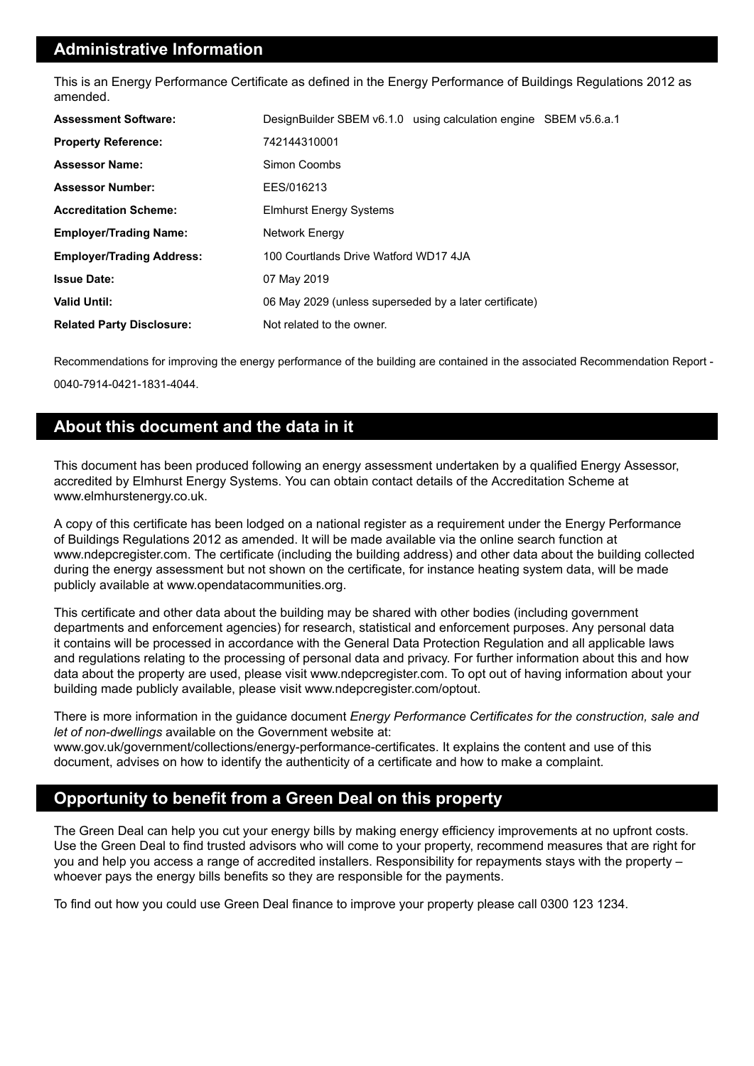## Administrative Information

This is an Energy Performance Certificate as defined in the Energy Performance of Buildings Regulations 2012 as amended.

| | |
|---|---|
| **Assessment Software:** | DesignBuilder SBEM v6.1.0 using calculation engine SBEM v5.6.a.1 |
| **Property Reference:** | 742144310001 |
| **Assessor Name:** | Simon Coombs |
| **Assessor Number:** | EES/016213 |
| **Accreditation Scheme:** | Elmhurst Energy Systems |
| **Employer/Trading Name:** | Network Energy |
| **Employer/Trading Address:** | 100 Courtlands Drive Watford WD17 4JA |
| **Issue Date:** | 07 May 2019 |
| **Valid Until:** | 06 May 2029 (unless superseded by a later certificate) |
| **Related Party Disclosure:** | Not related to the owner. |

Recommendations for improving the energy performance of the building are contained in the associated Recommendation Report - 0040-7914-0421-1831-4044.

## About this document and the data in it

This document has been produced following an energy assessment undertaken by a qualified Energy Assessor, accredited by Elmhurst Energy Systems. You can obtain contact details of the Accreditation Scheme at www.elmhurstenergy.co.uk.

A copy of this certificate has been lodged on a national register as a requirement under the Energy Performance of Buildings Regulations 2012 as amended. It will be made available via the online search function at www.ndepcregister.com. The certificate (including the building address) and other data about the building collected during the energy assessment but not shown on the certificate, for instance heating system data, will be made publicly available at www.opendatacommunities.org.

This certificate and other data about the building may be shared with other bodies (including government departments and enforcement agencies) for research, statistical and enforcement purposes. Any personal data it contains will be processed in accordance with the General Data Protection Regulation and all applicable laws and regulations relating to the processing of personal data and privacy. For further information about this and how data about the property are used, please visit www.ndepcregister.com. To opt out of having information about your building made publicly available, please visit www.ndepcregister.com/optout.

There is more information in the guidance document *Energy Performance Certificates for the construction, sale and let of non-dwellings* available on the Government website at: www.gov.uk/government/collections/energy-performance-certificates. It explains the content and use of this document, advises on how to identify the authenticity of a certificate and how to make a complaint.

## Opportunity to benefit from a Green Deal on this property

The Green Deal can help you cut your energy bills by making energy efficiency improvements at no upfront costs. Use the Green Deal to find trusted advisors who will come to your property, recommend measures that are right for you and help you access a range of accredited installers. Responsibility for repayments stays with the property – whoever pays the energy bills benefits so they are responsible for the payments.

To find out how you could use Green Deal finance to improve your property please call 0300 123 1234.